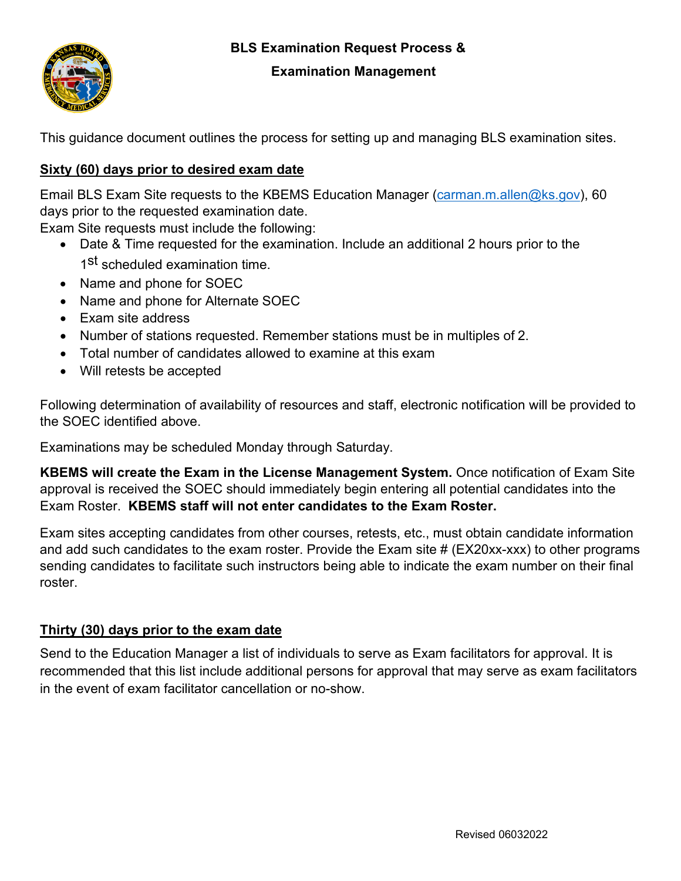# BLS Examination Request Process & Examination Management

This guidance document outlines the process for setting up and managing BLS examination sites.

## Sixty (60) days prior to desired exam date

Email BLS Exam Site requests to the KBEMS Education Manager (carman.m.allen@ks.gov), 60 days prior to the requested examination date.

Exam Site requests must include the following:

- Date & Time requested for the examination. Include an additional 2 hours prior to the 1st scheduled examination time.
- Name and phone for SOEC
- Name and phone for Alternate SOEC
- Exam site address
- Number of stations requested. Remember stations must be in multiples of 2.
- Total number of candidates allowed to examine at this exam
- Will retests be accepted

Following determination of availability of resources and staff, electronic notification will be provided to the SOEC identified above.

Examinations may be scheduled Monday through Saturday.

**KBEMS will create the Exam in the License Management System.** Once notification of Exam Site approval is received the SOEC should immediately begin entering all potential candidates into the Exam Roster. **KBEMS staff will not enter candidates to the Exam Roster.**

Exam sites accepting candidates from other courses, retests, etc., must obtain candidate information and add such candidates to the exam roster. Provide the Exam site # (EX20xx-xxx) to other programs sending candidates to facilitate such instructors being able to indicate the exam number on their final roster.

## Thirty (30) days prior to the exam date

Send to the Education Manager a list of individuals to serve as Exam facilitators for approval. It is recommended that this list include additional persons for approval that may serve as exam facilitators in the event of exam facilitator cancellation or no-show.

Revised 06032022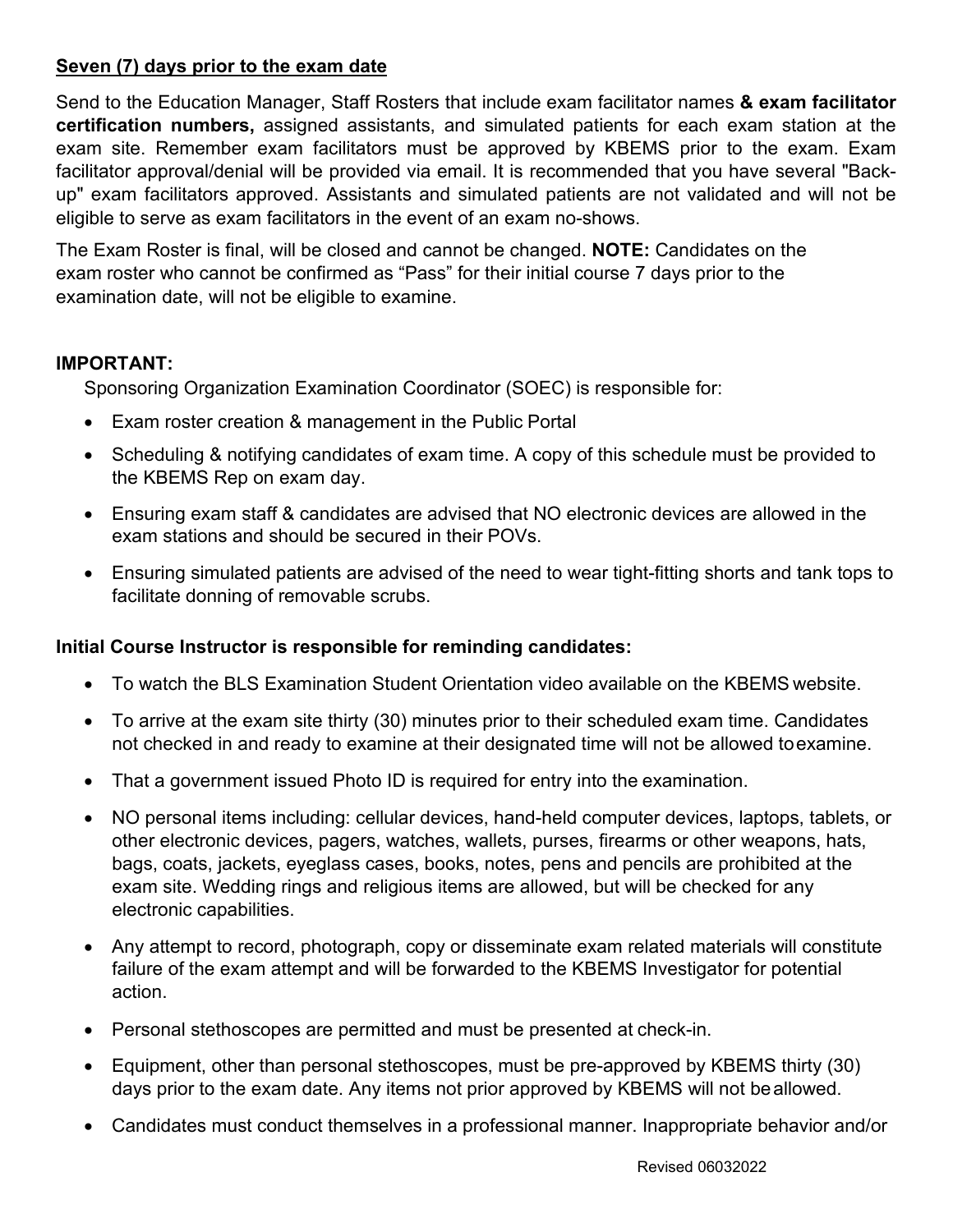**<u>Seven (7) days prior to the exam date</u>**

Send to the Education Manager, Staff Rosters that include exam facilitator names **& exam facilitator certification numbers,** assigned assistants, and simulated patients for each exam station at the exam site. Remember exam facilitators must be approved by KBEMS prior to the exam. Exam facilitator approval/denial will be provided via email. It is recommended that you have several "Back-up" exam facilitators approved. Assistants and simulated patients are not validated and will not be eligible to serve as exam facilitators in the event of an exam no-shows.

The Exam Roster is final, will be closed and cannot be changed. **NOTE:** Candidates on the exam roster who cannot be confirmed as “Pass” for their initial course 7 days prior to the examination date, will not be eligible to examine.

**IMPORTANT:**

Sponsoring Organization Examination Coordinator (SOEC) is responsible for:

- Exam roster creation & management in the Public Portal
- Scheduling & notifying candidates of exam time. A copy of this schedule must be provided to the KBEMS Rep on exam day.
- Ensuring exam staff & candidates are advised that NO electronic devices are allowed in the exam stations and should be secured in their POVs.
- Ensuring simulated patients are advised of the need to wear tight-fitting shorts and tank tops to facilitate donning of removable scrubs.

**Initial Course Instructor is responsible for reminding candidates:**

- To watch the BLS Examination Student Orientation video available on the KBEMS website.
- To arrive at the exam site thirty (30) minutes prior to their scheduled exam time. Candidates not checked in and ready to examine at their designated time will not be allowed to examine.
- That a government issued Photo ID is required for entry into the examination.
- NO personal items including: cellular devices, hand-held computer devices, laptops, tablets, or other electronic devices, pagers, watches, wallets, purses, firearms or other weapons, hats, bags, coats, jackets, eyeglass cases, books, notes, pens and pencils are prohibited at the exam site. Wedding rings and religious items are allowed, but will be checked for any electronic capabilities.
- Any attempt to record, photograph, copy or disseminate exam related materials will constitute failure of the exam attempt and will be forwarded to the KBEMS Investigator for potential action.
- Personal stethoscopes are permitted and must be presented at check-in.
- Equipment, other than personal stethoscopes, must be pre-approved by KBEMS thirty (30) days prior to the exam date. Any items not prior approved by KBEMS will not be allowed.
- Candidates must conduct themselves in a professional manner. Inappropriate behavior and/or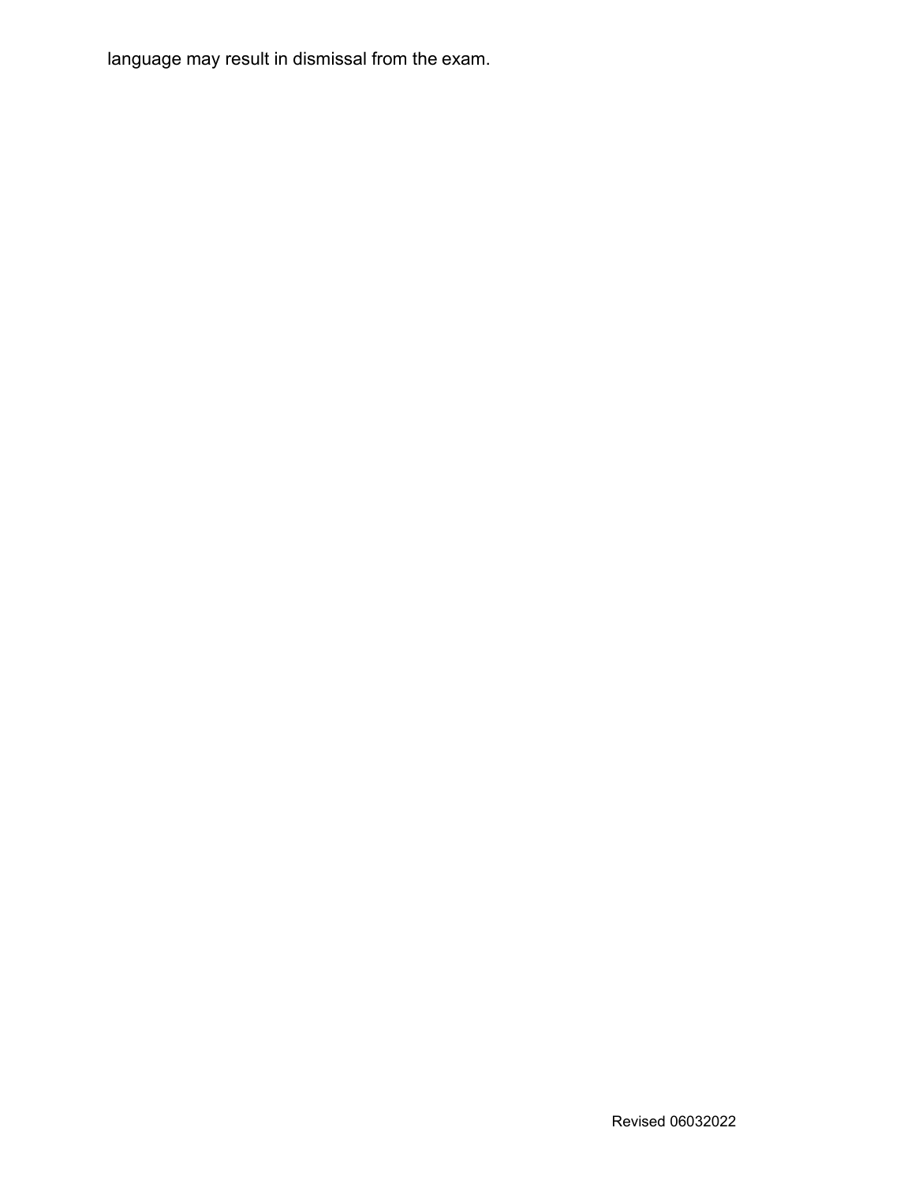language may result in dismissal from the exam.

Revised 06032022